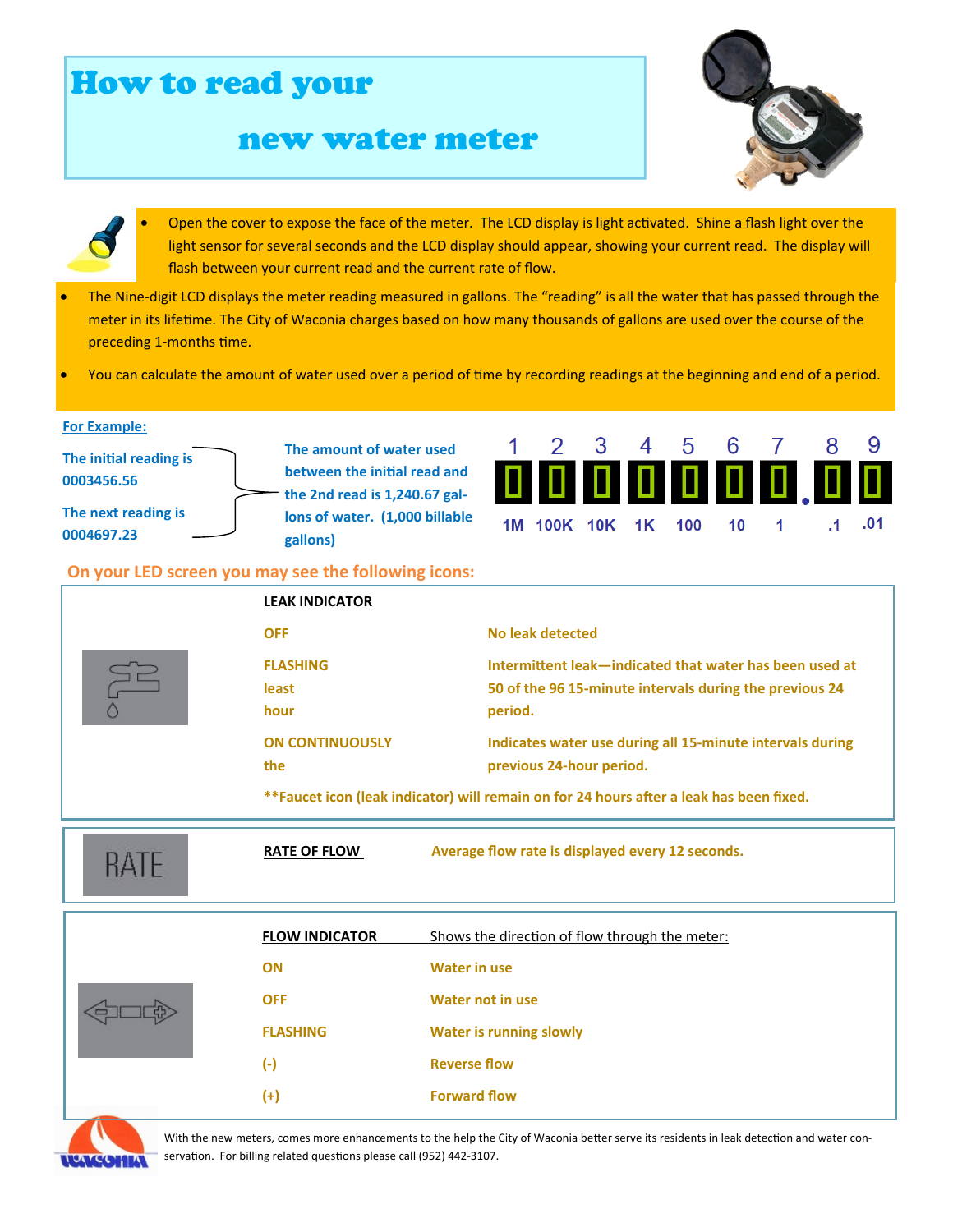# How to read your new water meter

- Open the cover to expose the face of the meter. The LCD display is light activated. Shine a flash light over the light sensor for several seconds and the LCD display should appear, showing your current read. The display will flash between your current read and the current rate of flow.
- The Nine-digit LCD displays the meter reading measured in gallons. The "reading" is all the water that has passed through the meter in its lifetime. The City of Waconia charges based on how many thousands of gallons are used over the course of the preceding 1-months time.
- You can calculate the amount of water used over a period of time by recording readings at the beginning and end of a period.

**For Example:**

**The initial reading is 0003456.56**

**The next reading is 0004697.23**

**The amount of water used between the initial read and the 2nd read is 1,240.67 gallons of water. (1,000 billable gallons)**

| 1 | 2 | 3 | 4 | 5 | 6 | 7 | 8 | 9 |
|---|---|---|---|---|---|---|---|---|
| 1M | 100K | 10K | 1K | 100 | 10 | 1 | .1 | .01 |

## On your LED screen you may see the following icons:

**LEAK INDICATOR**

| | |
|---|---|
| OFF | No leak detected |
| FLASHING least hour | Intermittent leak—indicated that water has been used at 50 of the 96 15-minute intervals during the previous 24 period. |
| ON CONTINUOUSLY the | Indicates water use during all 15-minute intervals during previous 24-hour period. |

**Faucet icon (leak indicator) will remain on for 24 hours after a leak has been fixed.

RATE

**RATE OF FLOW** Average flow rate is displayed every 12 seconds.

**FLOW INDICATOR** Shows the direction of flow through the meter:

| | |
|---|---|
| ON | Water in use |
| OFF | Water not in use |
| FLASHING | Water is running slowly |
| (-) | Reverse flow |
| (+) | Forward flow |

With the new meters, comes more enhancements to the help the City of Waconia better serve its residents in leak detection and water conservation. For billing related questions please call (952) 442-3107.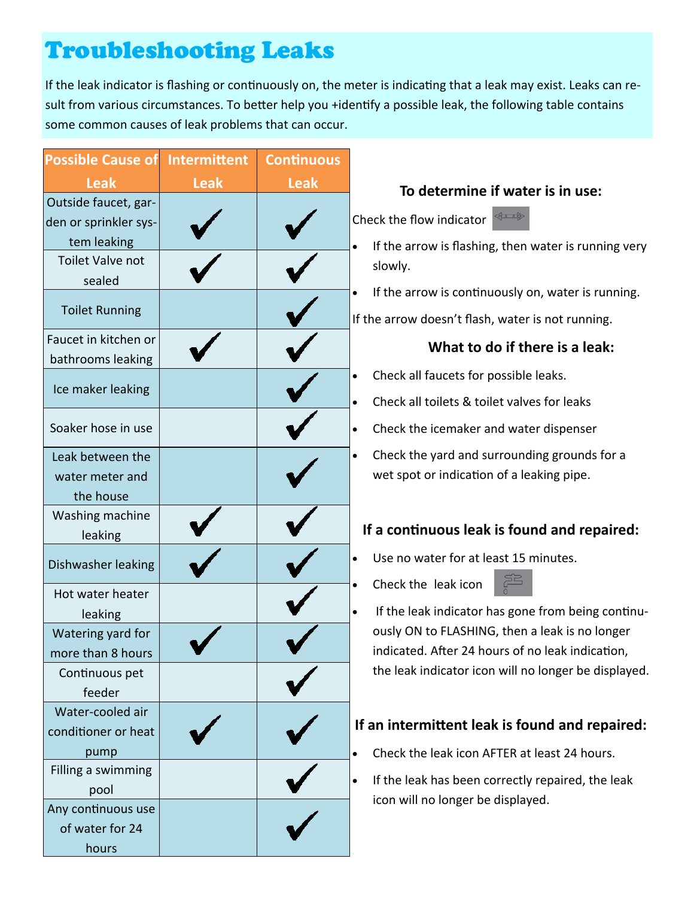# Troubleshooting Leaks

If the leak indicator is flashing or continuously on, the meter is indicating that a leak may exist. Leaks can result from various circumstances. To better help you +identify a possible leak, the following table contains some common causes of leak problems that can occur.

| Possible Cause of Leak | Intermittent Leak | Continuous Leak |
|---|---|---|
| Outside faucet, garden or sprinkler system leaking | ✔ | ✔ |
| Toilet Valve not sealed | ✔ | ✔ |
| Toilet Running | | ✔ |
| Faucet in kitchen or bathrooms leaking | ✔ | ✔ |
| Ice maker leaking | | ✔ |
| Soaker hose in use | | ✔ |
| Leak between the water meter and the house | | ✔ |
| Washing machine leaking | ✔ | ✔ |
| Dishwasher leaking | ✔ | ✔ |
| Hot water heater leaking | | ✔ |
| Watering yard for more than 8 hours | ✔ | ✔ |
| Continuous pet feeder | | ✔ |
| Water-cooled air conditioner or heat pump | ✔ | ✔ |
| Filling a swimming pool | | ✔ |
| Any continuous use of water for 24 hours | | ✔ |

### To determine if water is in use:

Check the flow indicator

- If the arrow is flashing, then water is running very slowly.
- If the arrow is continuously on, water is running.

If the arrow doesn't flash, water is not running.

### What to do if there is a leak:

- Check all faucets for possible leaks.
- Check all toilets & toilet valves for leaks
- Check the icemaker and water dispenser
- Check the yard and surrounding grounds for a wet spot or indication of a leaking pipe.

### If a continuous leak is found and repaired:

- Use no water for at least 15 minutes.
- Check the leak icon
- If the leak indicator has gone from being continuously ON to FLASHING, then a leak is no longer indicated. After 24 hours of no leak indication, the leak indicator icon will no longer be displayed.

### If an intermittent leak is found and repaired:

- Check the leak icon AFTER at least 24 hours.
- If the leak has been correctly repaired, the leak icon will no longer be displayed.